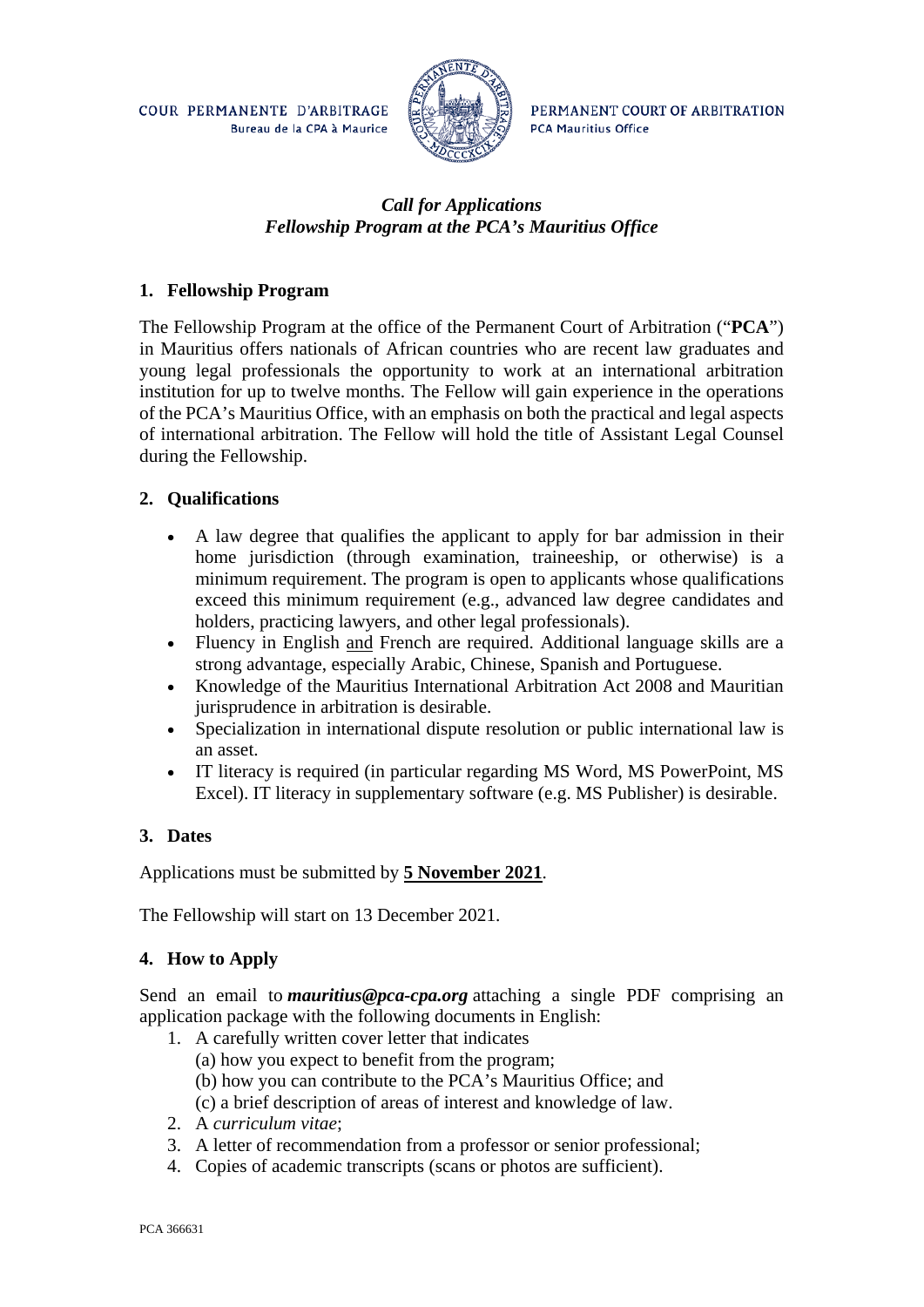COUR PERMANENTE D'ARBITRAGE
Bureau de la CPA à Maurice

PERMANENT COURT OF ARBITRATION
PCA Mauritius Office

***Call for Applications***
***Fellowship Program at the PCA's Mauritius Office***

## 1. Fellowship Program

The Fellowship Program at the office of the Permanent Court of Arbitration ("**PCA**") in Mauritius offers nationals of African countries who are recent law graduates and young legal professionals the opportunity to work at an international arbitration institution for up to twelve months. The Fellow will gain experience in the operations of the PCA's Mauritius Office, with an emphasis on both the practical and legal aspects of international arbitration. The Fellow will hold the title of Assistant Legal Counsel during the Fellowship.

## 2. Qualifications

- A law degree that qualifies the applicant to apply for bar admission in their home jurisdiction (through examination, traineeship, or otherwise) is a minimum requirement. The program is open to applicants whose qualifications exceed this minimum requirement (e.g., advanced law degree candidates and holders, practicing lawyers, and other legal professionals).
- Fluency in English and French are required. Additional language skills are a strong advantage, especially Arabic, Chinese, Spanish and Portuguese.
- Knowledge of the Mauritius International Arbitration Act 2008 and Mauritian jurisprudence in arbitration is desirable.
- Specialization in international dispute resolution or public international law is an asset.
- IT literacy is required (in particular regarding MS Word, MS PowerPoint, MS Excel). IT literacy in supplementary software (e.g. MS Publisher) is desirable.

## 3. Dates

Applications must be submitted by **5 November 2021**.

The Fellowship will start on 13 December 2021.

## 4. How to Apply

Send an email to ***mauritius@pca-cpa.org*** attaching a single PDF comprising an application package with the following documents in English:

1. A carefully written cover letter that indicates
   (a) how you expect to benefit from the program;
   (b) how you can contribute to the PCA's Mauritius Office; and
   (c) a brief description of areas of interest and knowledge of law.
2. A *curriculum vitae*;
3. A letter of recommendation from a professor or senior professional;
4. Copies of academic transcripts (scans or photos are sufficient).

PCA 366631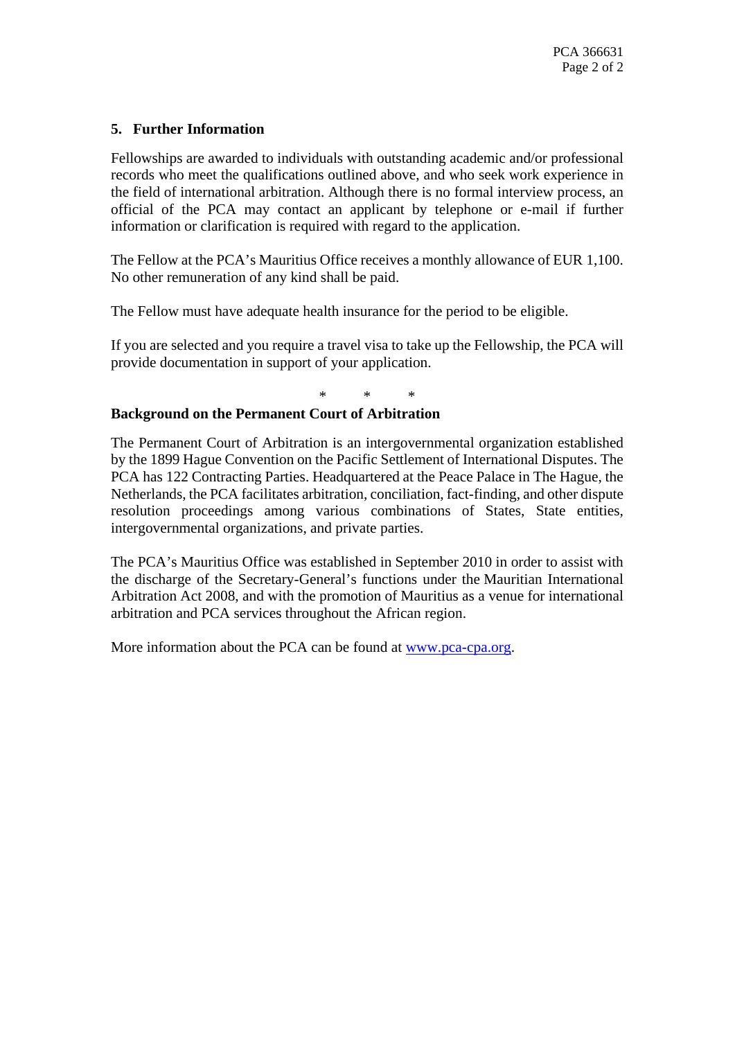## 5. Further Information

Fellowships are awarded to individuals with outstanding academic and/or professional records who meet the qualifications outlined above, and who seek work experience in the field of international arbitration. Although there is no formal interview process, an official of the PCA may contact an applicant by telephone or e-mail if further information or clarification is required with regard to the application.

The Fellow at the PCA's Mauritius Office receives a monthly allowance of EUR 1,100. No other remuneration of any kind shall be paid.

The Fellow must have adequate health insurance for the period to be eligible.

If you are selected and you require a travel visa to take up the Fellowship, the PCA will provide documentation in support of your application.

\* \* \*

## Background on the Permanent Court of Arbitration

The Permanent Court of Arbitration is an intergovernmental organization established by the 1899 Hague Convention on the Pacific Settlement of International Disputes. The PCA has 122 Contracting Parties. Headquartered at the Peace Palace in The Hague, the Netherlands, the PCA facilitates arbitration, conciliation, fact-finding, and other dispute resolution proceedings among various combinations of States, State entities, intergovernmental organizations, and private parties.

The PCA's Mauritius Office was established in September 2010 in order to assist with the discharge of the Secretary-General's functions under the Mauritian International Arbitration Act 2008, and with the promotion of Mauritius as a venue for international arbitration and PCA services throughout the African region.

More information about the PCA can be found at [www.pca-cpa.org](http://www.pca-cpa.org).